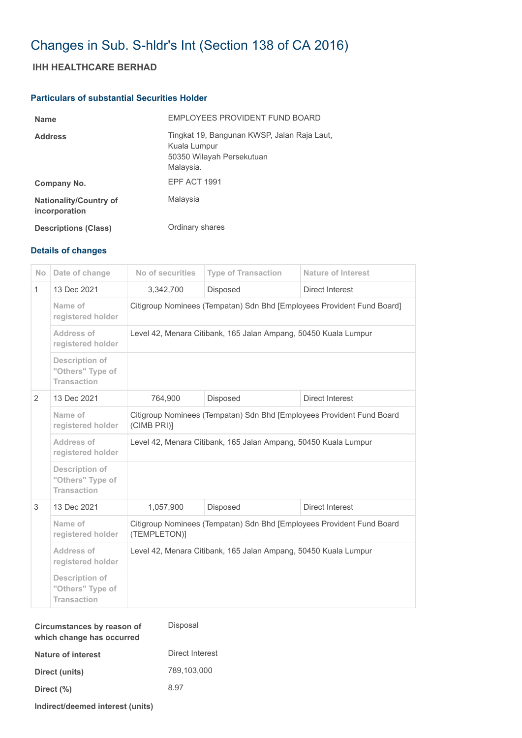# Changes in Sub. S-hldr's Int (Section 138 of CA 2016)

## IHH HEALTHCARE BERHAD

### Particulars of substantial Securities Holder

| | |
|---|---|
| **Name** | EMPLOYEES PROVIDENT FUND BOARD |
| **Address** | Tingkat 19, Bangunan KWSP, Jalan Raja Laut, Kuala Lumpur 50350 Wilayah Persekutuan Malaysia. |
| **Company No.** | EPF ACT 1991 |
| **Nationality/Country of incorporation** | Malaysia |
| **Descriptions (Class)** | Ordinary shares |

### Details of changes

| No | Date of change | No of securities | Type of Transaction | Nature of Interest |
|---|---|---|---|---|
| 1 | 13 Dec 2021 | 3,342,700 | Disposed | Direct Interest |
| | Name of registered holder | Citigroup Nominees (Tempatan) Sdn Bhd [Employees Provident Fund Board] | | |
| | Address of registered holder | Level 42, Menara Citibank, 165 Jalan Ampang, 50450 Kuala Lumpur | | |
| | Description of "Others" Type of Transaction | | | |
| 2 | 13 Dec 2021 | 764,900 | Disposed | Direct Interest |
| | Name of registered holder | Citigroup Nominees (Tempatan) Sdn Bhd [Employees Provident Fund Board (CIMB PRI)] | | |
| | Address of registered holder | Level 42, Menara Citibank, 165 Jalan Ampang, 50450 Kuala Lumpur | | |
| | Description of "Others" Type of Transaction | | | |
| 3 | 13 Dec 2021 | 1,057,900 | Disposed | Direct Interest |
| | Name of registered holder | Citigroup Nominees (Tempatan) Sdn Bhd [Employees Provident Fund Board (TEMPLETON)] | | |
| | Address of registered holder | Level 42, Menara Citibank, 165 Jalan Ampang, 50450 Kuala Lumpur | | |
| | Description of "Others" Type of Transaction | | | |

| | |
|---|---|
| **Circumstances by reason of which change has occurred** | Disposal |
| **Nature of interest** | Direct Interest |
| **Direct (units)** | 789,103,000 |
| **Direct (%)** | 8.97 |
| **Indirect/deemed interest (units)** | |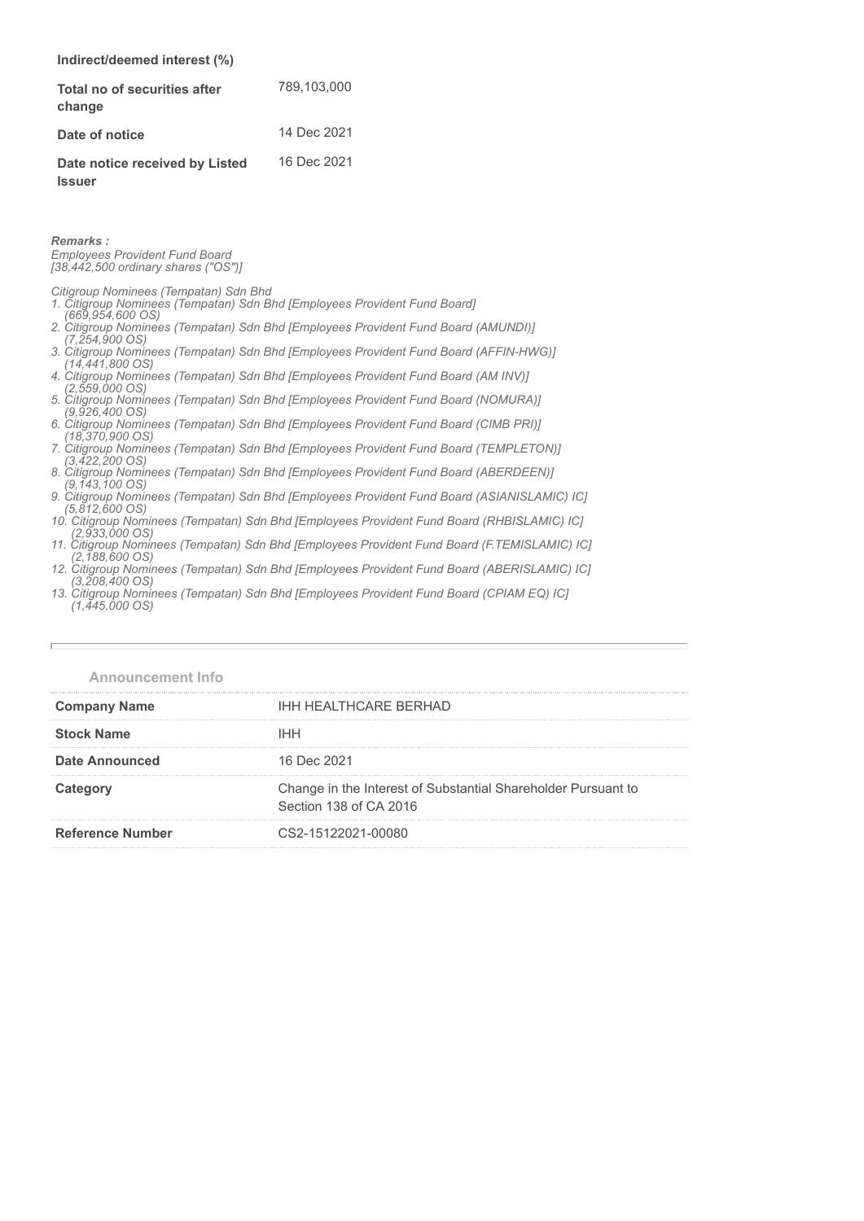| | |
|---|---|
| **Indirect/deemed interest (%)** | |
| **Total no of securities after change** | 789,103,000 |
| **Date of notice** | 14 Dec 2021 |
| **Date notice received by Listed Issuer** | 16 Dec 2021 |

***Remarks :***

*Employees Provident Fund Board*
*[38,442,500 ordinary shares ("OS")]*

*Citigroup Nominees (Tempatan) Sdn Bhd*

1. *Citigroup Nominees (Tempatan) Sdn Bhd [Employees Provident Fund Board] (669,954,600 OS)*
2. *Citigroup Nominees (Tempatan) Sdn Bhd [Employees Provident Fund Board (AMUNDI)] (7,254,900 OS)*
3. *Citigroup Nominees (Tempatan) Sdn Bhd [Employees Provident Fund Board (AFFIN-HWG)] (14,441,800 OS)*
4. *Citigroup Nominees (Tempatan) Sdn Bhd [Employees Provident Fund Board (AM INV)] (2,559,000 OS)*
5. *Citigroup Nominees (Tempatan) Sdn Bhd [Employees Provident Fund Board (NOMURA)] (9,926,400 OS)*
6. *Citigroup Nominees (Tempatan) Sdn Bhd [Employees Provident Fund Board (CIMB PRI)] (18,370,900 OS)*
7. *Citigroup Nominees (Tempatan) Sdn Bhd [Employees Provident Fund Board (TEMPLETON)] (3,422,200 OS)*
8. *Citigroup Nominees (Tempatan) Sdn Bhd [Employees Provident Fund Board (ABERDEEN)] (9,143,100 OS)*
9. *Citigroup Nominees (Tempatan) Sdn Bhd [Employees Provident Fund Board (ASIANISLAMIC) IC] (5,812,600 OS)*
10. *Citigroup Nominees (Tempatan) Sdn Bhd [Employees Provident Fund Board (RHBISLAMIC) IC] (2,933,000 OS)*
11. *Citigroup Nominees (Tempatan) Sdn Bhd [Employees Provident Fund Board (F.TEMISLAMIC) IC] (2,188,600 OS)*
12. *Citigroup Nominees (Tempatan) Sdn Bhd [Employees Provident Fund Board (ABERISLAMIC) IC] (3,208,400 OS)*
13. *Citigroup Nominees (Tempatan) Sdn Bhd [Employees Provident Fund Board (CPIAM EQ) IC] (1,445,000 OS)*

---

### Announcement Info

| | |
|---|---|
| **Company Name** | IHH HEALTHCARE BERHAD |
| **Stock Name** | IHH |
| **Date Announced** | 16 Dec 2021 |
| **Category** | Change in the Interest of Substantial Shareholder Pursuant to Section 138 of CA 2016 |
| **Reference Number** | CS2-15122021-00080 |